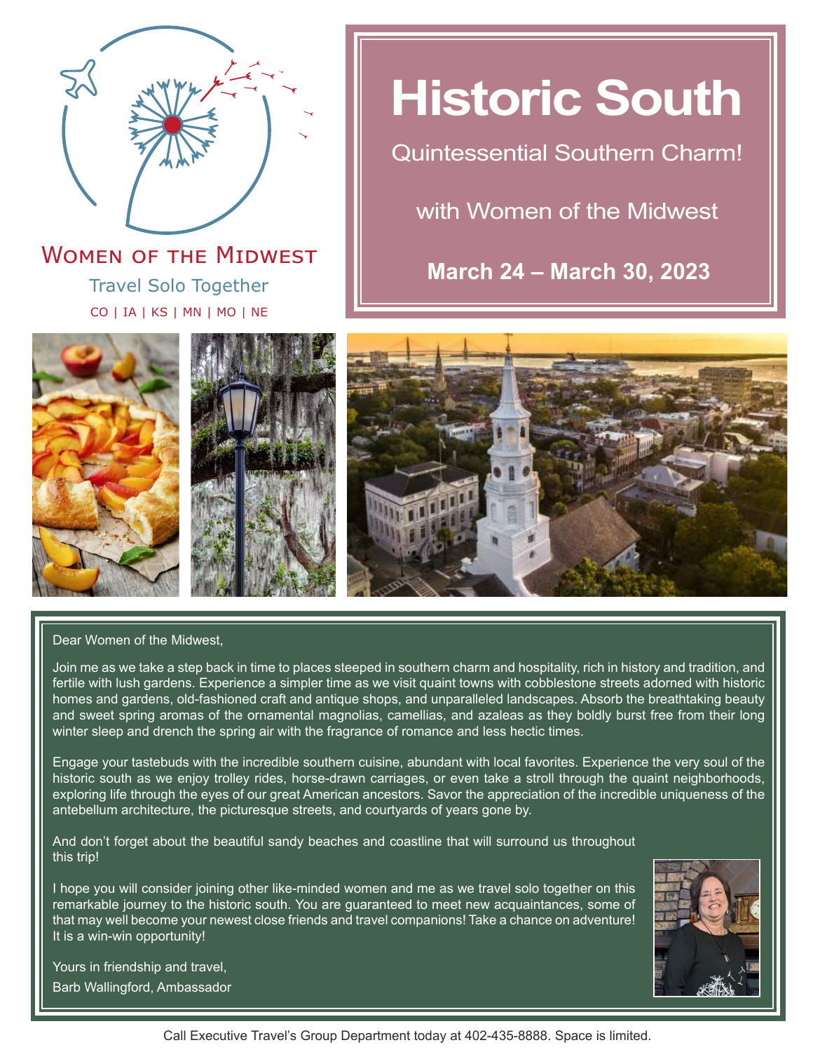WOMEN OF THE MIDWEST

Travel Solo Together

CO | IA | KS | MN | MO | NE

# Historic South

Quintessential Southern Charm!

with Women of the Midwest

**March 24 – March 30, 2023**

Dear Women of the Midwest,

Join me as we take a step back in time to places steeped in southern charm and hospitality, rich in history and tradition, and fertile with lush gardens. Experience a simpler time as we visit quaint towns with cobblestone streets adorned with historic homes and gardens, old-fashioned craft and antique shops, and unparalleled landscapes. Absorb the breathtaking beauty and sweet spring aromas of the ornamental magnolias, camellias, and azaleas as they boldly burst free from their long winter sleep and drench the spring air with the fragrance of romance and less hectic times.

Engage your tastebuds with the incredible southern cuisine, abundant with local favorites. Experience the very soul of the historic south as we enjoy trolley rides, horse-drawn carriages, or even take a stroll through the quaint neighborhoods, exploring life through the eyes of our great American ancestors. Savor the appreciation of the incredible uniqueness of the antebellum architecture, the picturesque streets, and courtyards of years gone by.

And don't forget about the beautiful sandy beaches and coastline that will surround us throughout this trip!

I hope you will consider joining other like-minded women and me as we travel solo together on this remarkable journey to the historic south. You are guaranteed to meet new acquaintances, some of that may well become your newest close friends and travel companions! Take a chance on adventure! It is a win-win opportunity!

Yours in friendship and travel,

Barb Wallingford, Ambassador

Call Executive Travel's Group Department today at 402-435-8888. Space is limited.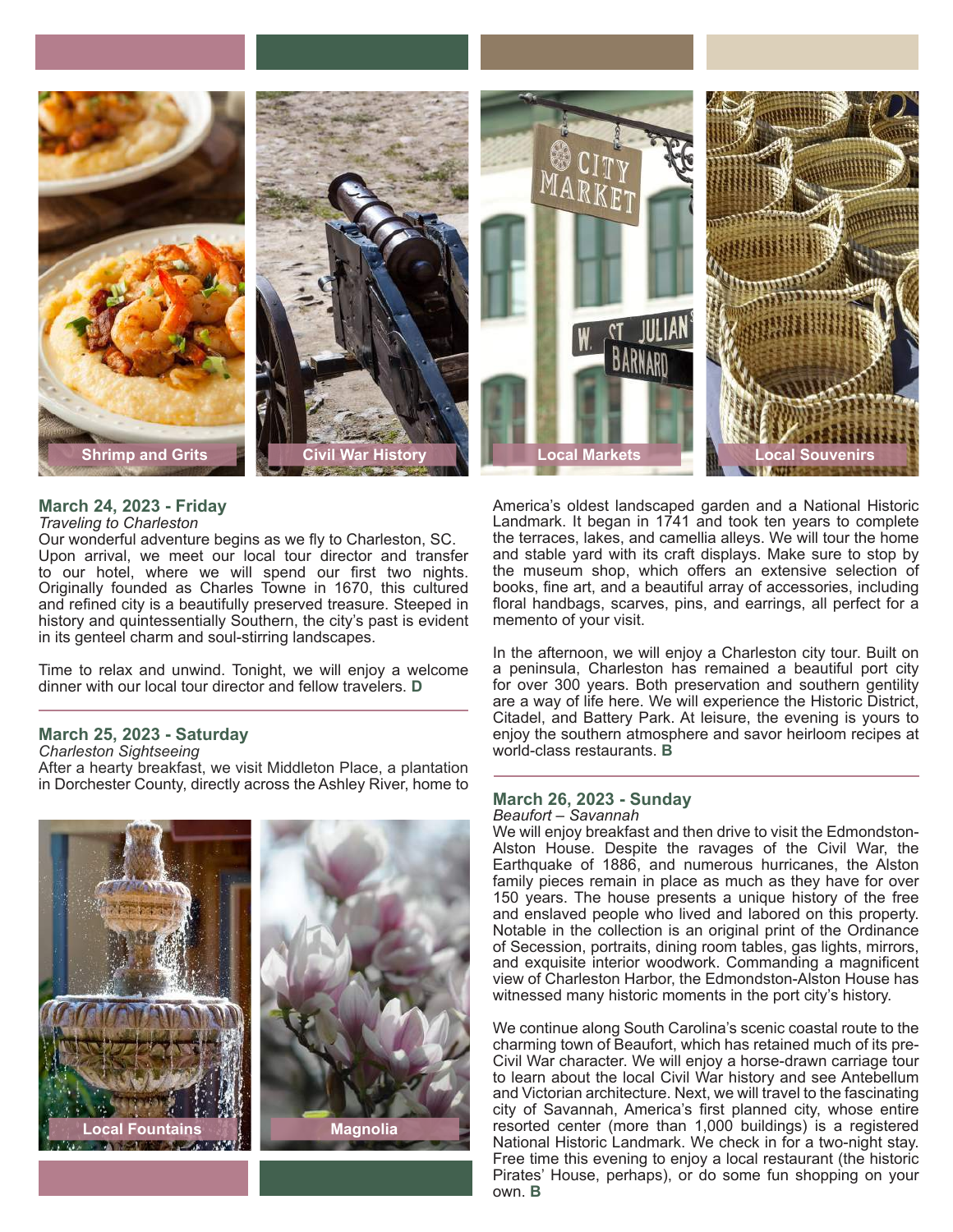Shrimp and Grits

Civil War History

Local Markets

Local Souvenirs

## March 24, 2023 - Friday

*Traveling to Charleston*

Our wonderful adventure begins as we fly to Charleston, SC. Upon arrival, we meet our local tour director and transfer to our hotel, where we will spend our first two nights. Originally founded as Charles Towne in 1670, this cultured and refined city is a beautifully preserved treasure. Steeped in history and quintessentially Southern, the city's past is evident in its genteel charm and soul-stirring landscapes.

Time to relax and unwind. Tonight, we will enjoy a welcome dinner with our local tour director and fellow travelers. **D**

## March 25, 2023 - Saturday

*Charleston Sightseeing*

After a hearty breakfast, we visit Middleton Place, a plantation in Dorchester County, directly across the Ashley River, home to America's oldest landscaped garden and a National Historic Landmark. It began in 1741 and took ten years to complete the terraces, lakes, and camellia alleys. We will tour the home and stable yard with its craft displays. Make sure to stop by the museum shop, which offers an extensive selection of books, fine art, and a beautiful array of accessories, including floral handbags, scarves, pins, and earrings, all perfect for a memento of your visit.

In the afternoon, we will enjoy a Charleston city tour. Built on a peninsula, Charleston has remained a beautiful port city for over 300 years. Both preservation and southern gentility are a way of life here. We will experience the Historic District, Citadel, and Battery Park. At leisure, the evening is yours to enjoy the southern atmosphere and savor heirloom recipes at world-class restaurants. **B**

Local Fountains

Magnolia

## March 26, 2023 - Sunday

*Beaufort – Savannah*

We will enjoy breakfast and then drive to visit the Edmondston-Alston House. Despite the ravages of the Civil War, the Earthquake of 1886, and numerous hurricanes, the Alston family pieces remain in place as much as they have for over 150 years. The house presents a unique history of the free and enslaved people who lived and labored on this property. Notable in the collection is an original print of the Ordinance of Secession, portraits, dining room tables, gas lights, mirrors, and exquisite interior woodwork. Commanding a magnificent view of Charleston Harbor, the Edmondston-Alston House has witnessed many historic moments in the port city's history.

We continue along South Carolina's scenic coastal route to the charming town of Beaufort, which has retained much of its pre-Civil War character. We will enjoy a horse-drawn carriage tour to learn about the local Civil War history and see Antebellum and Victorian architecture. Next, we will travel to the fascinating city of Savannah, America's first planned city, whose entire resorted center (more than 1,000 buildings) is a registered National Historic Landmark. We check in for a two-night stay. Free time this evening to enjoy a local restaurant (the historic Pirates' House, perhaps), or do some fun shopping on your own. **B**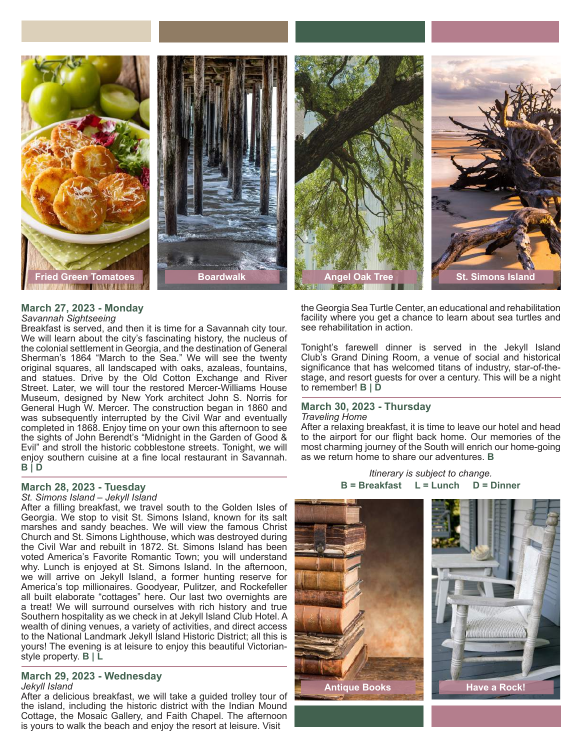Fried Green Tomatoes

Boardwalk

Angel Oak Tree

St. Simons Island

## March 27, 2023 - Monday

*Savannah Sightseeing*

Breakfast is served, and then it is time for a Savannah city tour. We will learn about the city's fascinating history, the nucleus of the colonial settlement in Georgia, and the destination of General Sherman's 1864 "March to the Sea." We will see the twenty original squares, all landscaped with oaks, azaleas, fountains, and statues. Drive by the Old Cotton Exchange and River Street. Later, we will tour the restored Mercer-Williams House Museum, designed by New York architect John S. Norris for General Hugh W. Mercer. The construction began in 1860 and was subsequently interrupted by the Civil War and eventually completed in 1868. Enjoy time on your own this afternoon to see the sights of John Berendt's "Midnight in the Garden of Good & Evil" and stroll the historic cobblestone streets. Tonight, we will enjoy southern cuisine at a fine local restaurant in Savannah. **B | D**

## March 28, 2023 - Tuesday

*St. Simons Island – Jekyll Island*

After a filling breakfast, we travel south to the Golden Isles of Georgia. We stop to visit St. Simons Island, known for its salt marshes and sandy beaches. We will view the famous Christ Church and St. Simons Lighthouse, which was destroyed during the Civil War and rebuilt in 1872. St. Simons Island has been voted America's Favorite Romantic Town; you will understand why. Lunch is enjoyed at St. Simons Island. In the afternoon, we will arrive on Jekyll Island, a former hunting reserve for America's top millionaires. Goodyear, Pulitzer, and Rockefeller all built elaborate "cottages" here. Our last two overnights are a treat! We will surround ourselves with rich history and true Southern hospitality as we check in at Jekyll Island Club Hotel. A wealth of dining venues, a variety of activities, and direct access to the National Landmark Jekyll Island Historic District; all this is yours! The evening is at leisure to enjoy this beautiful Victorian-style property. **B | L**

## March 29, 2023 - Wednesday

*Jekyll Island*

After a delicious breakfast, we will take a guided trolley tour of the island, including the historic district with the Indian Mound Cottage, the Mosaic Gallery, and Faith Chapel. The afternoon is yours to walk the beach and enjoy the resort at leisure. Visit the Georgia Sea Turtle Center, an educational and rehabilitation facility where you get a chance to learn about sea turtles and see rehabilitation in action.

Tonight's farewell dinner is served in the Jekyll Island Club's Grand Dining Room, a venue of social and historical significance that has welcomed titans of industry, star-of-the-stage, and resort guests for over a century. This will be a night to remember! **B | D**

## March 30, 2023 - Thursday

*Traveling Home*

After a relaxing breakfast, it is time to leave our hotel and head to the airport for our flight back home. Our memories of the most charming journey of the South will enrich our home-going as we return home to share our adventures. **B**

*Itinerary is subject to change.*

**B = Breakfast L = Lunch D = Dinner**

Antique Books

Have a Rock!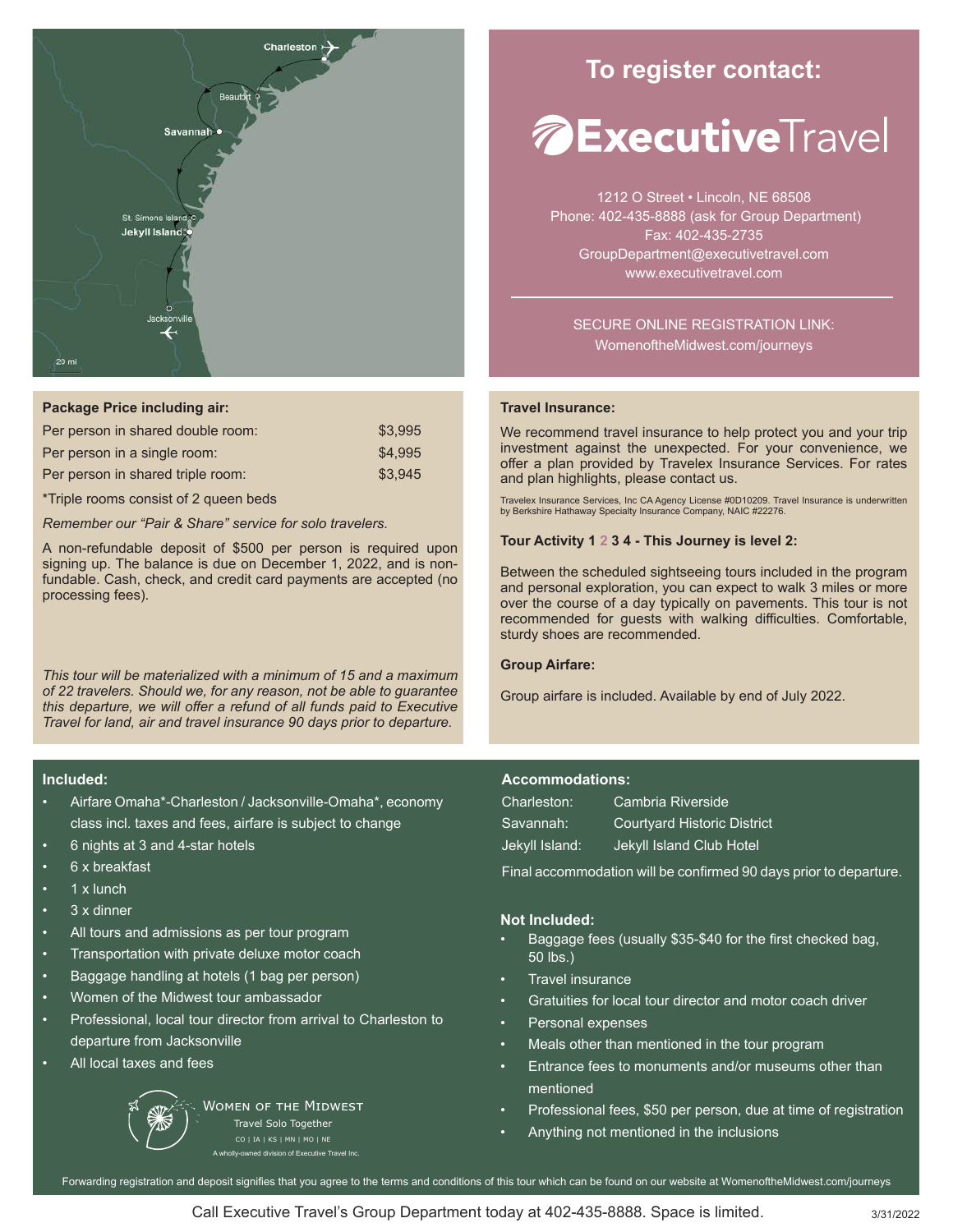Charleston

Beaufort

Savannah

St. Simons Island

Jekyll Island

Jacksonville

20 mi

## To register contact:

**ExecutiveTravel**

1212 O Street • Lincoln, NE 68508
Phone: 402-435-8888 (ask for Group Department)
Fax: 402-435-2735
GroupDepartment@executivetravel.com
www.executivetravel.com

SECURE ONLINE REGISTRATION LINK:
WomenoftheMidwest.com/journeys

**Package Price including air:**

| | |
|---|---|
| Per person in shared double room: | $3,995 |
| Per person in a single room: | $4,995 |
| Per person in shared triple room: | $3,945 |

*Triple rooms consist of 2 queen beds

*Remember our "Pair & Share" service for solo travelers.*

A non-refundable deposit of $500 per person is required upon signing up. The balance is due on December 1, 2022, and is non-fundable. Cash, check, and credit card payments are accepted (no processing fees).

*This tour will be materialized with a minimum of 15 and a maximum of 22 travelers. Should we, for any reason, not be able to guarantee this departure, we will offer a refund of all funds paid to Executive Travel for land, air and travel insurance 90 days prior to departure.*

**Travel Insurance:**

We recommend travel insurance to help protect you and your trip investment against the unexpected. For your convenience, we offer a plan provided by Travelex Insurance Services. For rates and plan highlights, please contact us.

Travelex Insurance Services, Inc CA Agency License #0D10209. Travel Insurance is underwritten by Berkshire Hathaway Specialty Insurance Company, NAIC #22276.

**Tour Activity 1 2 3 4 - This Journey is level 2:**

Between the scheduled sightseeing tours included in the program and personal exploration, you can expect to walk 3 miles or more over the course of a day typically on pavements. This tour is not recommended for guests with walking difficulties. Comfortable, sturdy shoes are recommended.

**Group Airfare:**

Group airfare is included. Available by end of July 2022.

**Included:**

- Airfare Omaha*-Charleston / Jacksonville-Omaha*, economy class incl. taxes and fees, airfare is subject to change
- 6 nights at 3 and 4-star hotels
- 6 x breakfast
- 1 x lunch
- 3 x dinner
- All tours and admissions as per tour program
- Transportation with private deluxe motor coach
- Baggage handling at hotels (1 bag per person)
- Women of the Midwest tour ambassador
- Professional, local tour director from arrival to Charleston to departure from Jacksonville
- All local taxes and fees

Women of the Midwest
Travel Solo Together
CO | IA | KS | MN | MO | NE
A wholly-owned division of Executive Travel Inc.

**Accommodations:**

| | |
|---|---|
| Charleston: | Cambria Riverside |
| Savannah: | Courtyard Historic District |
| Jekyll Island: | Jekyll Island Club Hotel |

Final accommodation will be confirmed 90 days prior to departure.

**Not Included:**

- Baggage fees (usually $35-$40 for the first checked bag, 50 lbs.)
- Travel insurance
- Gratuities for local tour director and motor coach driver
- Personal expenses
- Meals other than mentioned in the tour program
- Entrance fees to monuments and/or museums other than mentioned
- Professional fees, $50 per person, due at time of registration
- Anything not mentioned in the inclusions

Forwarding registration and deposit signifies that you agree to the terms and conditions of this tour which can be found on our website at WomenoftheMidwest.com/journeys

Call Executive Travel's Group Department today at 402-435-8888. Space is limited.

3/31/2022